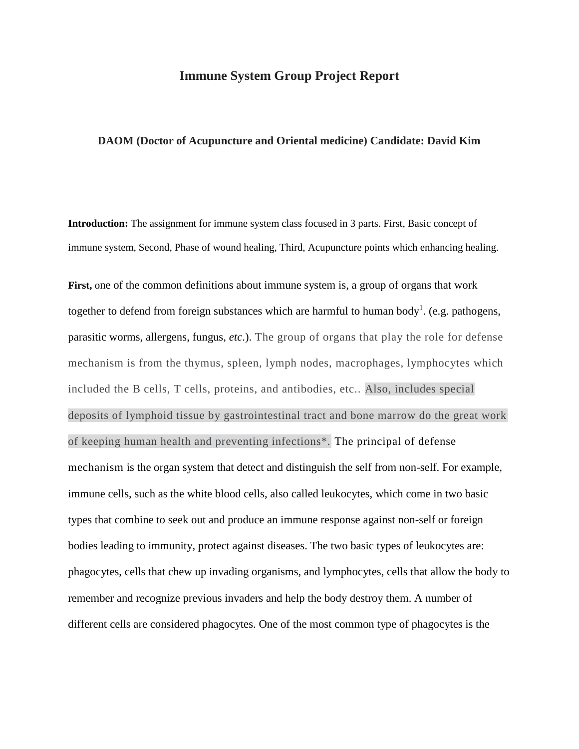# Immune System Group Project Report

### DAOM (Doctor of Acupuncture and Oriental medicine) Candidate: David Kim

**Introduction:** The assignment for immune system class focused in 3 parts. First, Basic concept of immune system, Second, Phase of wound healing, Third, Acupuncture points which enhancing healing.

**First,** one of the common definitions about immune system is, a group of organs that work together to defend from foreign substances which are harmful to human body[1]. (e.g. pathogens, parasitic worms, allergens, fungus, *etc*.). The group of organs that play the role for defense mechanism is from the thymus, spleen, lymph nodes, macrophages, lymphocytes which included the B cells, T cells, proteins, and antibodies, etc.. Also, includes special deposits of lymphoid tissue by gastrointestinal tract and bone marrow do the great work of keeping human health and preventing infections*. The principal of defense mechanism is the organ system that detect and distinguish the self from non-self. For example, immune cells, such as the white blood cells, also called leukocytes, which come in two basic types that combine to seek out and produce an immune response against non-self or foreign bodies leading to immunity, protect against diseases. The two basic types of leukocytes are: phagocytes, cells that chew up invading organisms, and lymphocytes, cells that allow the body to remember and recognize previous invaders and help the body destroy them. A number of different cells are considered phagocytes. One of the most common type of phagocytes is the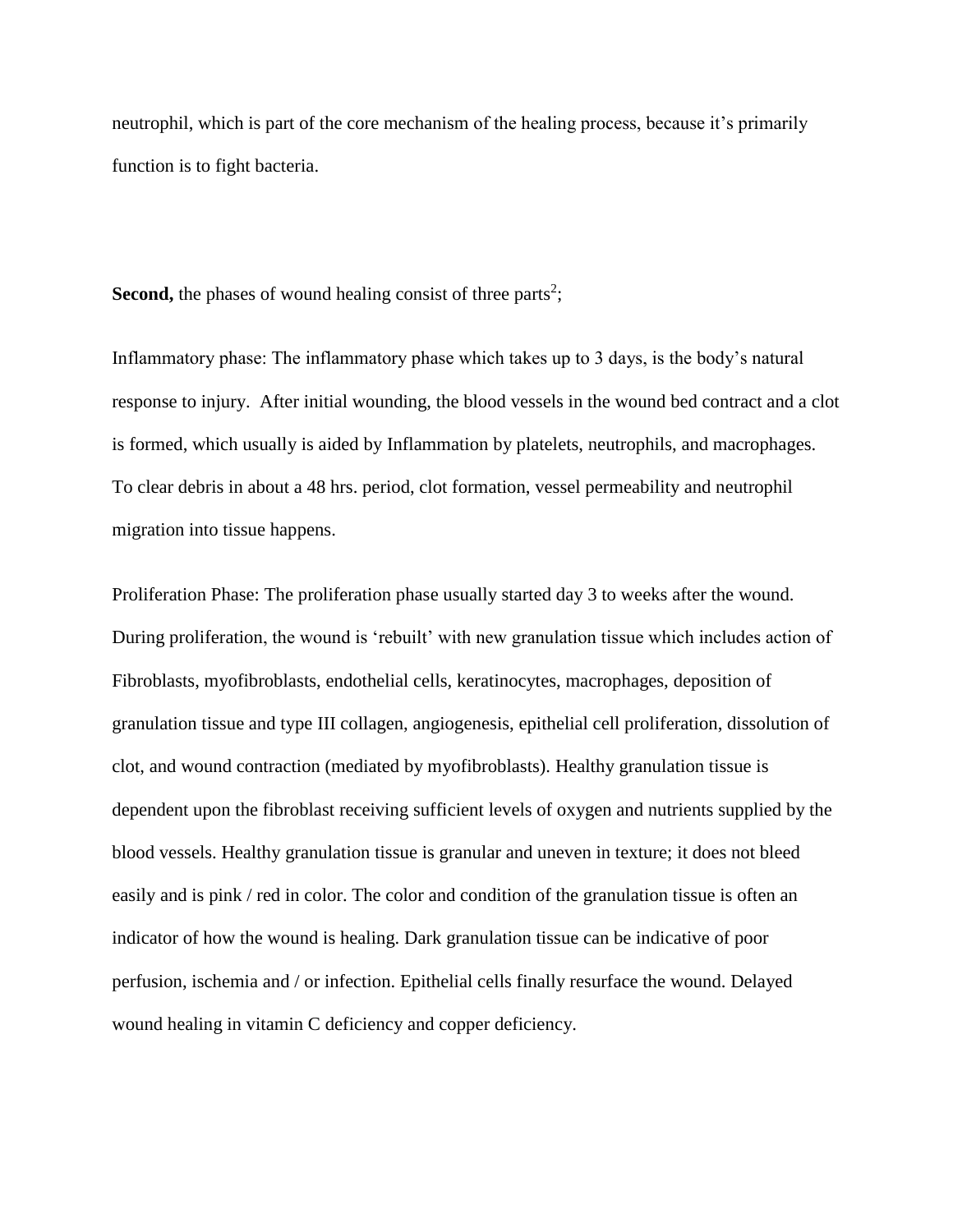neutrophil, which is part of the core mechanism of the healing process, because it's primarily function is to fight bacteria.

**Second,** the phases of wound healing consist of three parts[2];

Inflammatory phase: The inflammatory phase which takes up to 3 days, is the body's natural response to injury. After initial wounding, the blood vessels in the wound bed contract and a clot is formed, which usually is aided by Inflammation by platelets, neutrophils, and macrophages. To clear debris in about a 48 hrs. period, clot formation, vessel permeability and neutrophil migration into tissue happens.

Proliferation Phase: The proliferation phase usually started day 3 to weeks after the wound. During proliferation, the wound is 'rebuilt' with new granulation tissue which includes action of Fibroblasts, myofibroblasts, endothelial cells, keratinocytes, macrophages, deposition of granulation tissue and type III collagen, angiogenesis, epithelial cell proliferation, dissolution of clot, and wound contraction (mediated by myofibroblasts). Healthy granulation tissue is dependent upon the fibroblast receiving sufficient levels of oxygen and nutrients supplied by the blood vessels. Healthy granulation tissue is granular and uneven in texture; it does not bleed easily and is pink / red in color. The color and condition of the granulation tissue is often an indicator of how the wound is healing. Dark granulation tissue can be indicative of poor perfusion, ischemia and / or infection. Epithelial cells finally resurface the wound. Delayed wound healing in vitamin C deficiency and copper deficiency.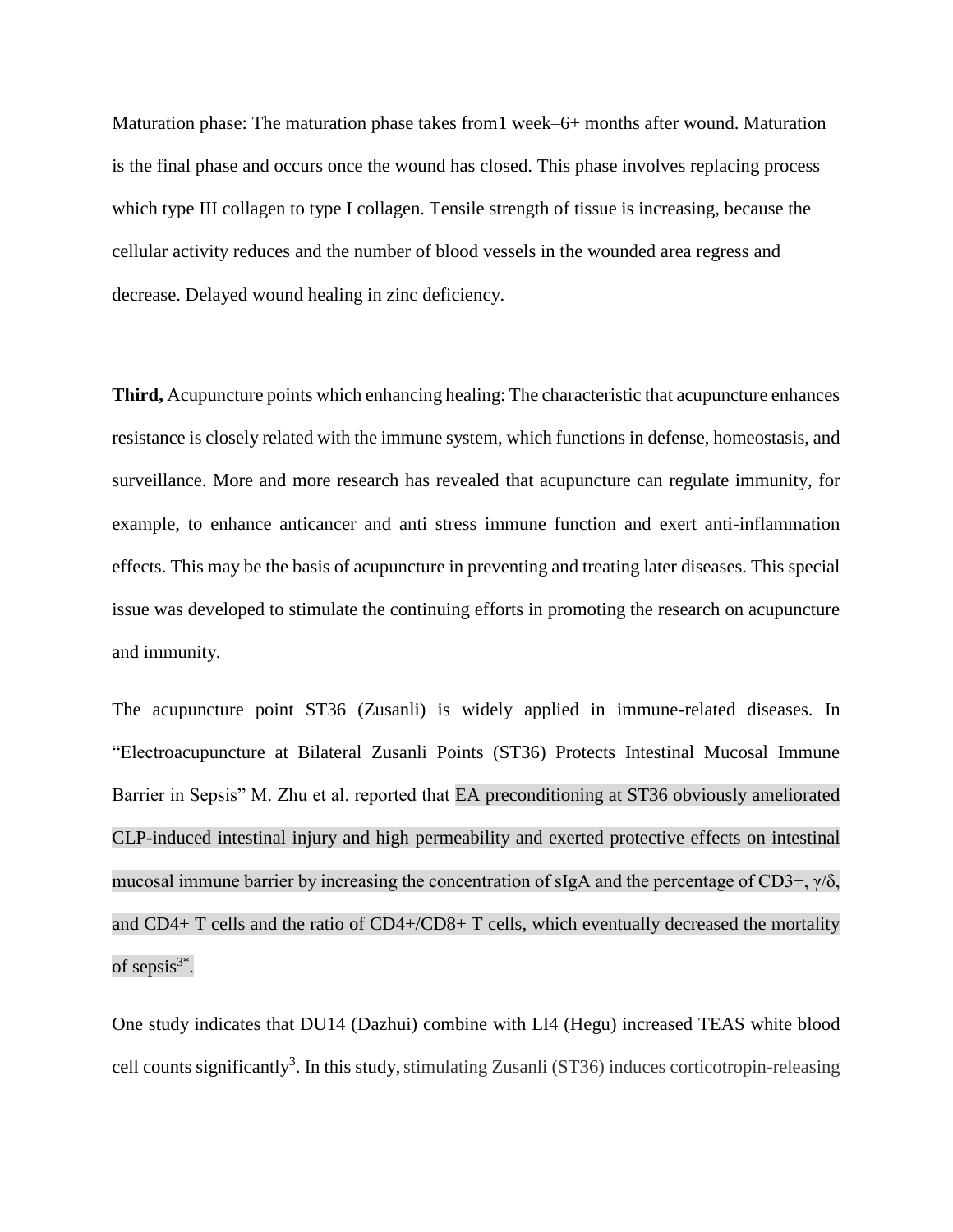Maturation phase: The maturation phase takes from1 week–6+ months after wound. Maturation is the final phase and occurs once the wound has closed. This phase involves replacing process which type III collagen to type I collagen. Tensile strength of tissue is increasing, because the cellular activity reduces and the number of blood vessels in the wounded area regress and decrease. Delayed wound healing in zinc deficiency.

**Third,** Acupuncture points which enhancing healing: The characteristic that acupuncture enhances resistance is closely related with the immune system, which functions in defense, homeostasis, and surveillance. More and more research has revealed that acupuncture can regulate immunity, for example, to enhance anticancer and anti stress immune function and exert anti-inflammation effects. This may be the basis of acupuncture in preventing and treating later diseases. This special issue was developed to stimulate the continuing efforts in promoting the research on acupuncture and immunity.

The acupuncture point ST36 (Zusanli) is widely applied in immune-related diseases. In "Electroacupuncture at Bilateral Zusanli Points (ST36) Protects Intestinal Mucosal Immune Barrier in Sepsis" M. Zhu et al. reported that EA preconditioning at ST36 obviously ameliorated CLP-induced intestinal injury and high permeability and exerted protective effects on intestinal mucosal immune barrier by increasing the concentration of sIgA and the percentage of CD3+, γ/δ, and CD4+ T cells and the ratio of CD4+/CD8+ T cells, which eventually decreased the mortality of sepsis[3*].

One study indicates that DU14 (Dazhui) combine with LI4 (Hegu) increased TEAS white blood cell counts significantly[3]. In this study, stimulating Zusanli (ST36) induces corticotropin-releasing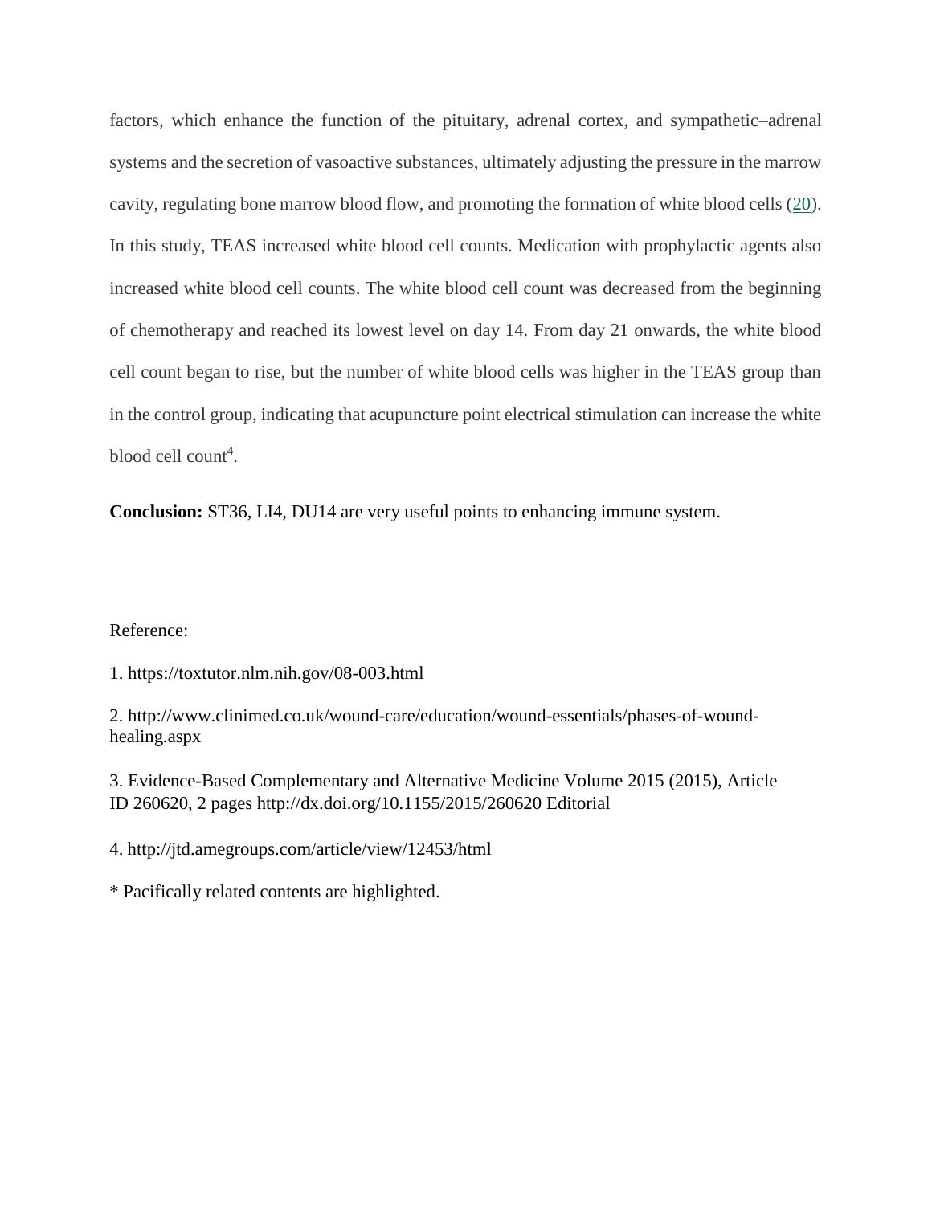factors, which enhance the function of the pituitary, adrenal cortex, and sympathetic–adrenal systems and the secretion of vasoactive substances, ultimately adjusting the pressure in the marrow cavity, regulating bone marrow blood flow, and promoting the formation of white blood cells (20). In this study, TEAS increased white blood cell counts. Medication with prophylactic agents also increased white blood cell counts. The white blood cell count was decreased from the beginning of chemotherapy and reached its lowest level on day 14. From day 21 onwards, the white blood cell count began to rise, but the number of white blood cells was higher in the TEAS group than in the control group, indicating that acupuncture point electrical stimulation can increase the white blood cell count[4].

**Conclusion:** ST36, LI4, DU14 are very useful points to enhancing immune system.

Reference:

1. https://toxtutor.nlm.nih.gov/08-003.html

2. http://www.clinimed.co.uk/wound-care/education/wound-essentials/phases-of-wound-healing.aspx

3. Evidence-Based Complementary and Alternative Medicine Volume 2015 (2015), Article ID 260620, 2 pages http://dx.doi.org/10.1155/2015/260620 Editorial

4. http://jtd.amegroups.com/article/view/12453/html

* Pacifically related contents are highlighted.